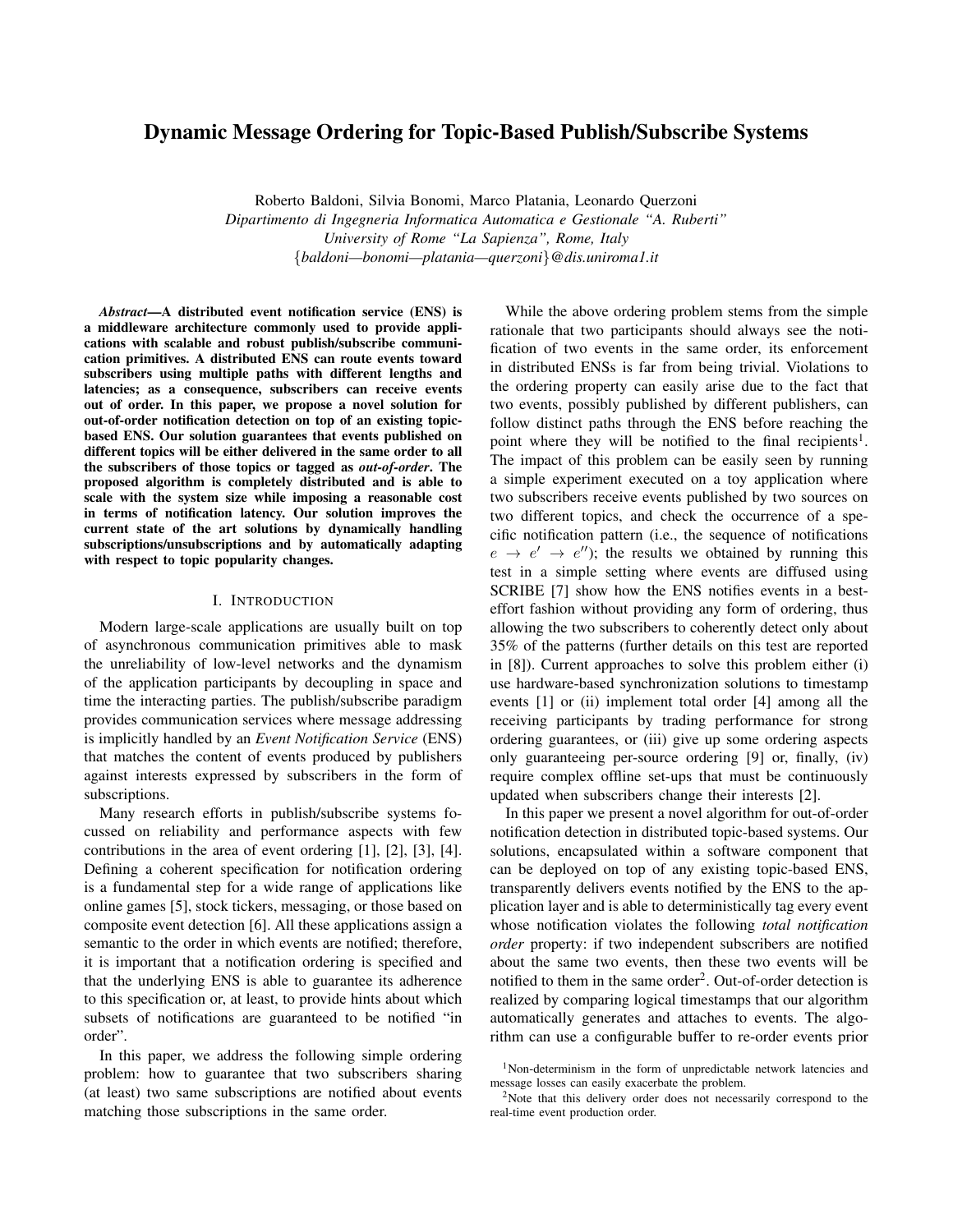# Dynamic Message Ordering for Topic-Based Publish/Subscribe Systems

Roberto Baldoni, Silvia Bonomi, Marco Platania, Leonardo Querzoni
*Dipartimento di Ingegneria Informatica Automatica e Gestionale "A. Ruberti"*
*University of Rome "La Sapienza", Rome, Italy*
{*baldoni—bonomi—platania—querzoni*}*@dis.uniroma1.it*

***Abstract*—A distributed event notification service (ENS) is a middleware architecture commonly used to provide applications with scalable and robust publish/subscribe communication primitives. A distributed ENS can route events toward subscribers using multiple paths with different lengths and latencies; as a consequence, subscribers can receive events out of order. In this paper, we propose a novel solution for out-of-order notification detection on top of an existing topic-based ENS. Our solution guarantees that events published on different topics will be either delivered in the same order to all the subscribers of those topics or tagged as *out-of-order*. The proposed algorithm is completely distributed and is able to scale with the system size while imposing a reasonable cost in terms of notification latency. Our solution improves the current state of the art solutions by dynamically handling subscriptions/unsubscriptions and by automatically adapting with respect to topic popularity changes.**

## I. Introduction

Modern large-scale applications are usually built on top of asynchronous communication primitives able to mask the unreliability of low-level networks and the dynamism of the application participants by decoupling in space and time the interacting parties. The publish/subscribe paradigm provides communication services where message addressing is implicitly handled by an *Event Notification Service* (ENS) that matches the content of events produced by publishers against interests expressed by subscribers in the form of subscriptions.

Many research efforts in publish/subscribe systems focussed on reliability and performance aspects with few contributions in the area of event ordering [1], [2], [3], [4]. Defining a coherent specification for notification ordering is a fundamental step for a wide range of applications like online games [5], stock tickers, messaging, or those based on composite event detection [6]. All these applications assign a semantic to the order in which events are notified; therefore, it is important that a notification ordering is specified and that the underlying ENS is able to guarantee its adherence to this specification or, at least, to provide hints about which subsets of notifications are guaranteed to be notified "in order".

In this paper, we address the following simple ordering problem: how to guarantee that two subscribers sharing (at least) two same subscriptions are notified about events matching those subscriptions in the same order.

While the above ordering problem stems from the simple rationale that two participants should always see the notification of two events in the same order, its enforcement in distributed ENSs is far from being trivial. Violations to the ordering property can easily arise due to the fact that two events, possibly published by different publishers, can follow distinct paths through the ENS before reaching the point where they will be notified to the final recipients[1]. The impact of this problem can be easily seen by running a simple experiment executed on a toy application where two subscribers receive events published by two sources on two different topics, and check the occurrence of a specific notification pattern (i.e., the sequence of notifications $e \rightarrow e' \rightarrow e''$); the results we obtained by running this test in a simple setting where events are diffused using SCRIBE [7] show how the ENS notifies events in a best-effort fashion without providing any form of ordering, thus allowing the two subscribers to coherently detect only about 35% of the patterns (further details on this test are reported in [8]). Current approaches to solve this problem either (i) use hardware-based synchronization solutions to timestamp events [1] or (ii) implement total order [4] among all the receiving participants by trading performance for strong ordering guarantees, or (iii) give up some ordering aspects only guaranteeing per-source ordering [9] or, finally, (iv) require complex offline set-ups that must be continuously updated when subscribers change their interests [2].

In this paper we present a novel algorithm for out-of-order notification detection in distributed topic-based systems. Our solutions, encapsulated within a software component that can be deployed on top of any existing topic-based ENS, transparently delivers events notified by the ENS to the application layer and is able to deterministically tag every event whose notification violates the following *total notification order* property: if two independent subscribers are notified about the same two events, then these two events will be notified to them in the same order[2]. Out-of-order detection is realized by comparing logical timestamps that our algorithm automatically generates and attaches to events. The algorithm can use a configurable buffer to re-order events prior

[1] Non-determinism in the form of unpredictable network latencies and message losses can easily exacerbate the problem.

[2] Note that this delivery order does not necessarily correspond to the real-time event production order.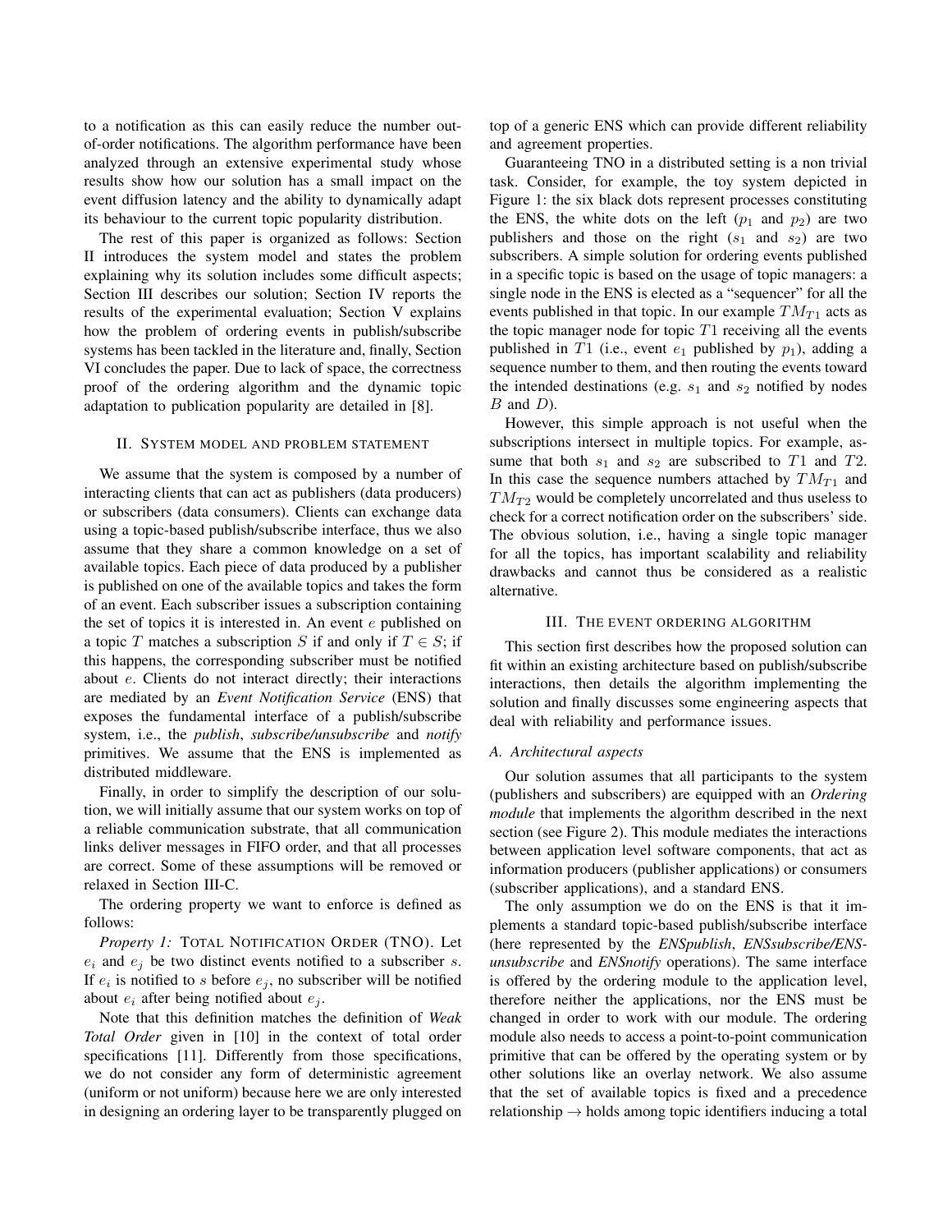to a notification as this can easily reduce the number out-of-order notifications. The algorithm performance have been analyzed through an extensive experimental study whose results show how our solution has a small impact on the event diffusion latency and the ability to dynamically adapt its behaviour to the current topic popularity distribution.

The rest of this paper is organized as follows: Section II introduces the system model and states the problem explaining why its solution includes some difficult aspects; Section III describes our solution; Section IV reports the results of the experimental evaluation; Section V explains how the problem of ordering events in publish/subscribe systems has been tackled in the literature and, finally, Section VI concludes the paper. Due to lack of space, the correctness proof of the ordering algorithm and the dynamic topic adaptation to publication popularity are detailed in [8].

## II. System model and problem statement

We assume that the system is composed by a number of interacting clients that can act as publishers (data producers) or subscribers (data consumers). Clients can exchange data using a topic-based publish/subscribe interface, thus we also assume that they share a common knowledge on a set of available topics. Each piece of data produced by a publisher is published on one of the available topics and takes the form of an event. Each subscriber issues a subscription containing the set of topics it is interested in. An event $e$ published on a topic $T$ matches a subscription $S$ if and only if $T \in S$; if this happens, the corresponding subscriber must be notified about $e$. Clients do not interact directly; their interactions are mediated by an *Event Notification Service* (ENS) that exposes the fundamental interface of a publish/subscribe system, i.e., the *publish*, *subscribe/unsubscribe* and *notify* primitives. We assume that the ENS is implemented as distributed middleware.

Finally, in order to simplify the description of our solution, we will initially assume that our system works on top of a reliable communication substrate, that all communication links deliver messages in FIFO order, and that all processes are correct. Some of these assumptions will be removed or relaxed in Section III-C.

The ordering property we want to enforce is defined as follows:

*Property 1:* Total Notification Order (TNO). Let $e_i$ and $e_j$ be two distinct events notified to a subscriber $s$. If $e_i$ is notified to $s$ before $e_j$, no subscriber will be notified about $e_i$ after being notified about $e_j$.

Note that this definition matches the definition of *Weak Total Order* given in [10] in the context of total order specifications [11]. Differently from those specifications, we do not consider any form of deterministic agreement (uniform or not uniform) because here we are only interested in designing an ordering layer to be transparently plugged on top of a generic ENS which can provide different reliability and agreement properties.

Guaranteeing TNO in a distributed setting is a non trivial task. Consider, for example, the toy system depicted in Figure 1: the six black dots represent processes constituting the ENS, the white dots on the left ($p_1$ and $p_2$) are two publishers and those on the right ($s_1$ and $s_2$) are two subscribers. A simple solution for ordering events published in a specific topic is based on the usage of topic managers: a single node in the ENS is elected as a "sequencer" for all the events published in that topic. In our example $TM_{T1}$ acts as the topic manager node for topic $T1$ receiving all the events published in $T1$ (i.e., event $e_1$ published by $p_1$), adding a sequence number to them, and then routing the events toward the intended destinations (e.g. $s_1$ and $s_2$ notified by nodes $B$ and $D$).

However, this simple approach is not useful when the subscriptions intersect in multiple topics. For example, assume that both $s_1$ and $s_2$ are subscribed to $T1$ and $T2$. In this case the sequence numbers attached by $TM_{T1}$ and $TM_{T2}$ would be completely uncorrelated and thus useless to check for a correct notification order on the subscribers' side. The obvious solution, i.e., having a single topic manager for all the topics, has important scalability and reliability drawbacks and cannot thus be considered as a realistic alternative.

## III. The event ordering algorithm

This section first describes how the proposed solution can fit within an existing architecture based on publish/subscribe interactions, then details the algorithm implementing the solution and finally discusses some engineering aspects that deal with reliability and performance issues.

### A. Architectural aspects

Our solution assumes that all participants to the system (publishers and subscribers) are equipped with an *Ordering module* that implements the algorithm described in the next section (see Figure 2). This module mediates the interactions between application level software components, that act as information producers (publisher applications) or consumers (subscriber applications), and a standard ENS.

The only assumption we do on the ENS is that it implements a standard topic-based publish/subscribe interface (here represented by the *ENSpublish*, *ENSsubscribe/ENSunsubscribe* and *ENSnotify* operations). The same interface is offered by the ordering module to the application level, therefore neither the applications, nor the ENS must be changed in order to work with our module. The ordering module also needs to access a point-to-point communication primitive that can be offered by the operating system or by other solutions like an overlay network. We also assume that the set of available topics is fixed and a precedence relationship $\rightarrow$ holds among topic identifiers inducing a total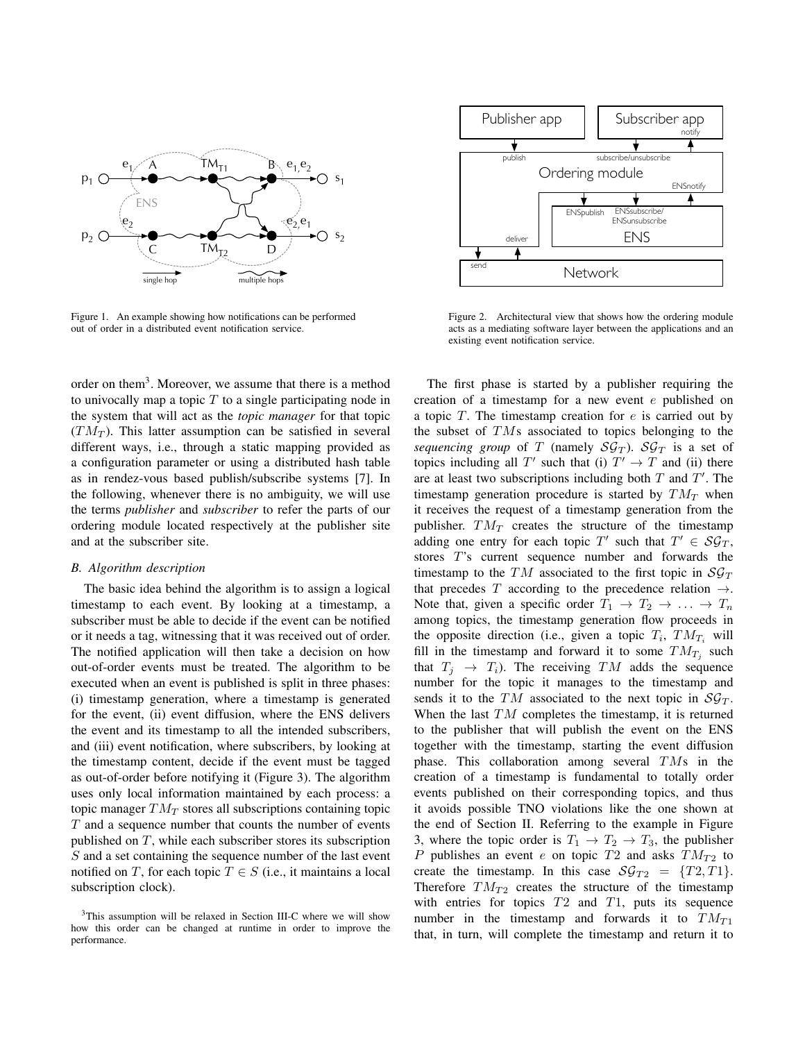Figure 1. An example showing how notifications can be performed out of order in a distributed event notification service.

Figure 2. Architectural view that shows how the ordering module acts as a mediating software layer between the applications and an existing event notification service.

order on them[3]. Moreover, we assume that there is a method to univocally map a topic $T$ to a single participating node in the system that will act as the *topic manager* for that topic ($TM_T$). This latter assumption can be satisfied in several different ways, i.e., through a static mapping provided as a configuration parameter or using a distributed hash table as in rendez-vous based publish/subscribe systems [7]. In the following, whenever there is no ambiguity, we will use the terms *publisher* and *subscriber* to refer the parts of our ordering module located respectively at the publisher site and at the subscriber site.

### B. Algorithm description

The basic idea behind the algorithm is to assign a logical timestamp to each event. By looking at a timestamp, a subscriber must be able to decide if the event can be notified or it needs a tag, witnessing that it was received out of order. The notified application will then take a decision on how out-of-order events must be treated. The algorithm to be executed when an event is published is split in three phases: (i) timestamp generation, where a timestamp is generated for the event, (ii) event diffusion, where the ENS delivers the event and its timestamp to all the intended subscribers, and (iii) event notification, where subscribers, by looking at the timestamp content, decide if the event must be tagged as out-of-order before notifying it (Figure 3). The algorithm uses only local information maintained by each process: a topic manager $TM_T$ stores all subscriptions containing topic $T$ and a sequence number that counts the number of events published on $T$, while each subscriber stores its subscription $S$ and a set containing the sequence number of the last event notified on $T$, for each topic $T \in S$ (i.e., it maintains a local subscription clock).

[3]This assumption will be relaxed in Section III-C where we will show how this order can be changed at runtime in order to improve the performance.

The first phase is started by a publisher requiring the creation of a timestamp for a new event $e$ published on a topic $T$. The timestamp creation for $e$ is carried out by the subset of $TM$s associated to topics belonging to the *sequencing group* of $T$ (namely $\mathcal{SG}_T$). $\mathcal{SG}_T$ is a set of topics including all $T'$ such that (i) $T' \rightarrow T$ and (ii) there are at least two subscriptions including both $T$ and $T'$. The timestamp generation procedure is started by $TM_T$ when it receives the request of a timestamp generation from the publisher. $TM_T$ creates the structure of the timestamp adding one entry for each topic $T'$ such that $T' \in \mathcal{SG}_T$, stores $T$'s current sequence number and forwards the timestamp to the $TM$ associated to the first topic in $\mathcal{SG}_T$ that precedes $T$ according to the precedence relation $\rightarrow$. Note that, given a specific order $T_1 \rightarrow T_2 \rightarrow \ldots \rightarrow T_n$ among topics, the timestamp generation flow proceeds in the opposite direction (i.e., given a topic $T_i$, $TM_{T_i}$ will fill in the timestamp and forward it to some $TM_{T_j}$ such that $T_j \rightarrow T_i$). The receiving $TM$ adds the sequence number for the topic it manages to the timestamp and sends it to the $TM$ associated to the next topic in $\mathcal{SG}_T$. When the last $TM$ completes the timestamp, it is returned to the publisher that will publish the event on the ENS together with the timestamp, starting the event diffusion phase. This collaboration among several $TM$s in the creation of a timestamp is fundamental to totally order events published on their corresponding topics, and thus it avoids possible TNO violations like the one shown at the end of Section II. Referring to the example in Figure 3, where the topic order is $T_1 \rightarrow T_2 \rightarrow T_3$, the publisher $P$ publishes an event $e$ on topic $T2$ and asks $TM_{T2}$ to create the timestamp. In this case $\mathcal{SG}_{T2} = \{T2, T1\}$. Therefore $TM_{T2}$ creates the structure of the timestamp with entries for topics $T2$ and $T1$, puts its sequence number in the timestamp and forwards it to $TM_{T1}$ that, in turn, will complete the timestamp and return it to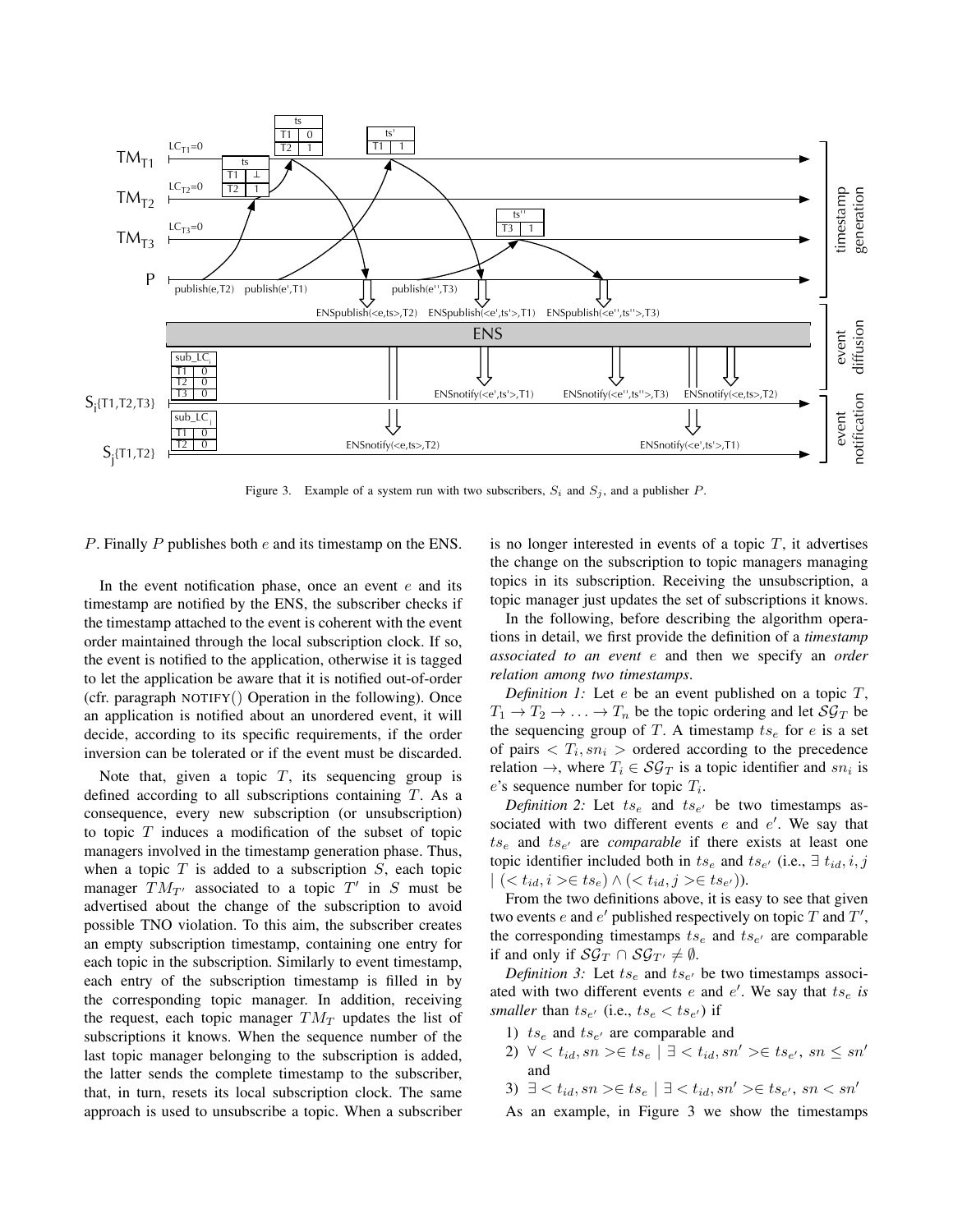Figure 3. Example of a system run with two subscribers, $S_i$ and $S_j$, and a publisher $P$.

$P$. Finally $P$ publishes both $e$ and its timestamp on the ENS.

In the event notification phase, once an event $e$ and its timestamp are notified by the ENS, the subscriber checks if the timestamp attached to the event is coherent with the event order maintained through the local subscription clock. If so, the event is notified to the application, otherwise it is tagged to let the application be aware that it is notified out-of-order (cfr. paragraph NOTIFY() Operation in the following). Once an application is notified about an unordered event, it will decide, according to its specific requirements, if the order inversion can be tolerated or if the event must be discarded.

Note that, given a topic $T$, its sequencing group is defined according to all subscriptions containing $T$. As a consequence, every new subscription (or unsubscription) to topic $T$ induces a modification of the subset of topic managers involved in the timestamp generation phase. Thus, when a topic $T$ is added to a subscription $S$, each topic manager $TM_{T'}$ associated to a topic $T'$ in $S$ must be advertised about the change of the subscription to avoid possible TNO violation. To this aim, the subscriber creates an empty subscription timestamp, containing one entry for each topic in the subscription. Similarly to event timestamp, each entry of the subscription timestamp is filled in by the corresponding topic manager. In addition, receiving the request, each topic manager $TM_T$ updates the list of subscriptions it knows. When the sequence number of the last topic manager belonging to the subscription is added, the latter sends the complete timestamp to the subscriber, that, in turn, resets its local subscription clock. The same approach is used to unsubscribe a topic. When a subscriber is no longer interested in events of a topic $T$, it advertises the change on the subscription to topic managers managing topics in its subscription. Receiving the unsubscription, a topic manager just updates the set of subscriptions it knows.

In the following, before describing the algorithm operations in detail, we first provide the definition of a *timestamp associated to an event* $e$ and then we specify an *order relation among two timestamps*.

*Definition 1:* Let $e$ be an event published on a topic $T$, $T_1 \rightarrow T_2 \rightarrow \ldots \rightarrow T_n$ be the topic ordering and let $\mathcal{SG}_T$ be the sequencing group of $T$. A timestamp $ts_e$ for $e$ is a set of pairs $< T_i, sn_i >$ ordered according to the precedence relation $\rightarrow$, where $T_i \in \mathcal{SG}_T$ is a topic identifier and $sn_i$ is $e$'s sequence number for topic $T_i$.

*Definition 2:* Let $ts_e$ and $ts_{e'}$ be two timestamps associated with two different events $e$ and $e'$. We say that $ts_e$ and $ts_{e'}$ are *comparable* if there exists at least one topic identifier included both in $ts_e$ and $ts_{e'}$ (i.e., $\exists\, t_{id}, i, j \mid (< t_{id}, i > \in ts_e) \wedge (< t_{id}, j > \in ts_{e'})$).

From the two definitions above, it is easy to see that given two events $e$ and $e'$ published respectively on topic $T$ and $T'$, the corresponding timestamps $ts_e$ and $ts_{e'}$ are comparable if and only if $\mathcal{SG}_T \cap \mathcal{SG}_{T'} \neq \emptyset$.

*Definition 3:* Let $ts_e$ and $ts_{e'}$ be two timestamps associated with two different events $e$ and $e'$. We say that $ts_e$ *is smaller* than $ts_{e'}$ (i.e., $ts_e < ts_{e'}$) if

1) $ts_e$ and $ts_{e'}$ are comparable and
2) $\forall < t_{id}, sn > \in ts_e \mid \exists < t_{id}, sn' > \in ts_{e'}$, $sn \leq sn'$ and
3) $\exists < t_{id}, sn > \in ts_e \mid \exists < t_{id}, sn' > \in ts_{e'}$, $sn < sn'$

As an example, in Figure 3 we show the timestamps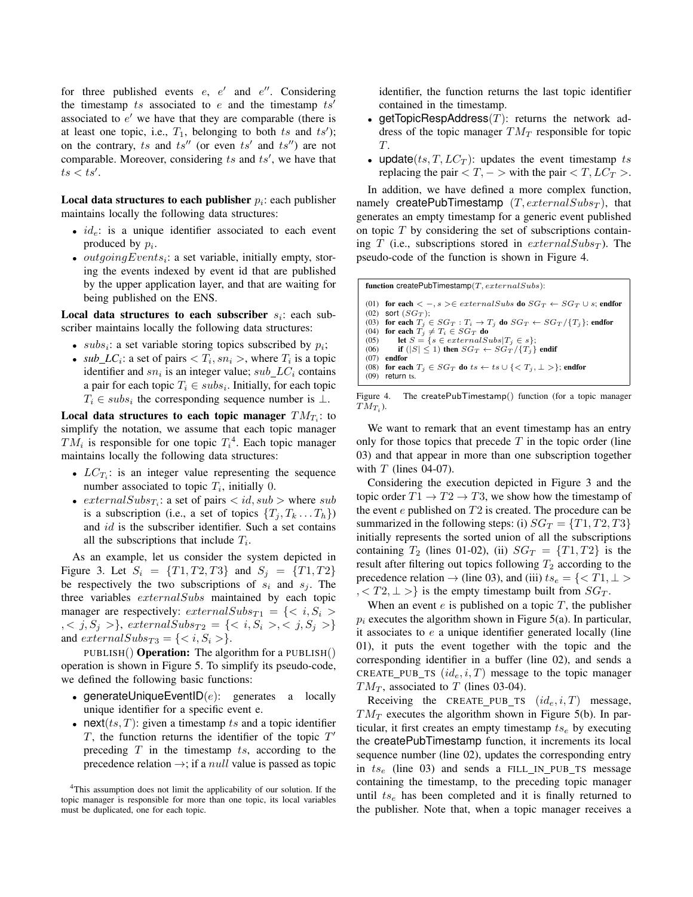for three published events $e$, $e'$ and $e''$. Considering the timestamp $ts$ associated to $e$ and the timestamp $ts'$ associated to $e'$ we have that they are comparable (there is at least one topic, i.e., $T_1$, belonging to both $ts$ and $ts'$); on the contrary, $ts$ and $ts''$ (or even $ts'$ and $ts''$) are not comparable. Moreover, considering $ts$ and $ts'$, we have that $ts < ts'$.

**Local data structures to each publisher $p_i$:** each publisher maintains locally the following data structures:

- $id_e$: is a unique identifier associated to each event produced by $p_i$.
- $outgoingEvents_i$: a set variable, initially empty, storing the events indexed by event id that are published by the upper application layer, and that are waiting for being published on the ENS.

**Local data structures to each subscriber $s_i$:** each subscriber maintains locally the following data structures:

- $subs_i$: a set variable storing topics subscribed by $p_i$;
- *sub_LC*$_i$: a set of pairs $< T_i, sn_i >$, where $T_i$ is a topic identifier and $sn_i$ is an integer value; $sub\_LC_i$ contains a pair for each topic $T_i \in subs_i$. Initially, for each topic $T_i \in subs_i$ the corresponding sequence number is $\perp$.

**Local data structures to each topic manager $TM_{T_i}$:** to simplify the notation, we assume that each topic manager $TM_i$ is responsible for one topic $T_i$[4]. Each topic manager maintains locally the following data structures:

- $LC_{T_i}$: is an integer value representing the sequence number associated to topic $T_i$, initially 0.
- $externalSubs_{T_i}$: a set of pairs $< id, sub >$ where $sub$ is a subscription (i.e., a set of topics $\{T_j, T_k \ldots T_h\}$) and $id$ is the subscriber identifier. Such a set contains all the subscriptions that include $T_i$.

As an example, let us consider the system depicted in Figure 3. Let $S_i = \{T1, T2, T3\}$ and $S_j = \{T1, T2\}$ be respectively the two subscriptions of $s_i$ and $s_j$. The three variables $externalSubs$ maintained by each topic manager are respectively: $externalSubs_{T1} = \{< i, S_i >, < j, S_j >\}$, $externalSubs_{T2} = \{< i, S_i >, < j, S_j >\}$ and $externalSubs_{T3} = \{< i, S_i >\}$.

PUBLISH() **Operation:** The algorithm for a PUBLISH() operation is shown in Figure 5. To simplify its pseudo-code, we defined the following basic functions:

- generateUniqueEventID($e$): generates a locally unique identifier for a specific event e.
- next($ts, T$): given a timestamp $ts$ and a topic identifier $T$, the function returns the identifier of the topic $T'$ preceding $T$ in the timestamp $ts$, according to the precedence relation $\rightarrow$; if a $null$ value is passed as topic identifier, the function returns the last topic identifier contained in the timestamp.
- getTopicRespAddress($T$): returns the network address of the topic manager $TM_T$ responsible for topic $T$.
- update($ts, T, LC_T$): updates the event timestamp $ts$ replacing the pair $< T, - >$ with the pair $< T, LC_T >$.

In addition, we have defined a more complex function, namely createPubTimestamp ($T, externalSubs_T$), that generates an empty timestamp for a generic event published on topic $T$ by considering the set of subscriptions containing $T$ (i.e., subscriptions stored in $externalSubs_T$). The pseudo-code of the function is shown in Figure 4.

```
function createPubTimestamp(T, externalSubs):

(01) for each < -, s > ∈ externalSubs do SG_T ← SG_T ∪ s; endfor
(02) sort (SG_T);
(03) for each T_j ∈ SG_T : T_i → T_j do SG_T ← SG_T / {T_j}; endfor
(04) for each T_j ≠ T_i ∈ SG_T do
(05)      let S = {s ∈ externalSubs | T_j ∈ s};
(06)      if (|S| ≤ 1) then SG_T ← SG_T / {T_j} endif
(07) endfor
(08) for each T_j ∈ SG_T do ts ← ts ∪ {< T_j, ⊥ >}; endfor
(09) return ts.
```

Figure 4. The createPubTimestamp() function (for a topic manager $TM_{T_i}$).

We want to remark that an event timestamp has an entry only for those topics that precede $T$ in the topic order (line 03) and that appear in more than one subscription together with $T$ (lines 04-07).

Considering the execution depicted in Figure 3 and the topic order $T1 \rightarrow T2 \rightarrow T3$, we show how the timestamp of the event $e$ published on $T2$ is created. The procedure can be summarized in the following steps: (i) $SG_T = \{T1, T2, T3\}$ initially represents the sorted union of all the subscriptions containing $T_2$ (lines 01-02), (ii) $SG_T = \{T1, T2\}$ is the result after filtering out topics following $T_2$ according to the precedence relation $\rightarrow$ (line 03), and (iii) $ts_e = \{< T1, \perp >, < T2, \perp >\}$ is the empty timestamp built from $SG_T$.

When an event $e$ is published on a topic $T$, the publisher $p_i$ executes the algorithm shown in Figure 5(a). In particular, it associates to $e$ a unique identifier generated locally (line 01), it puts the event together with the topic and the corresponding identifier in a buffer (line 02), and sends a CREATE_PUB_TS $(id_e, i, T)$ message to the topic manager $TM_T$, associated to $T$ (lines 03-04).

Receiving the CREATE_PUB_TS $(id_e, i, T)$ message, $TM_T$ executes the algorithm shown in Figure 5(b). In particular, it first creates an empty timestamp $ts_e$ by executing the createPubTimestamp function, it increments its local sequence number (line 02), updates the corresponding entry in $ts_e$ (line 03) and sends a FILL_IN_PUB_TS message containing the timestamp, to the preceding topic manager until $ts_e$ has been completed and it is finally returned to the publisher. Note that, when a topic manager receives a

[4]This assumption does not limit the applicability of our solution. If the topic manager is responsible for more than one topic, its local variables must be duplicated, one for each topic.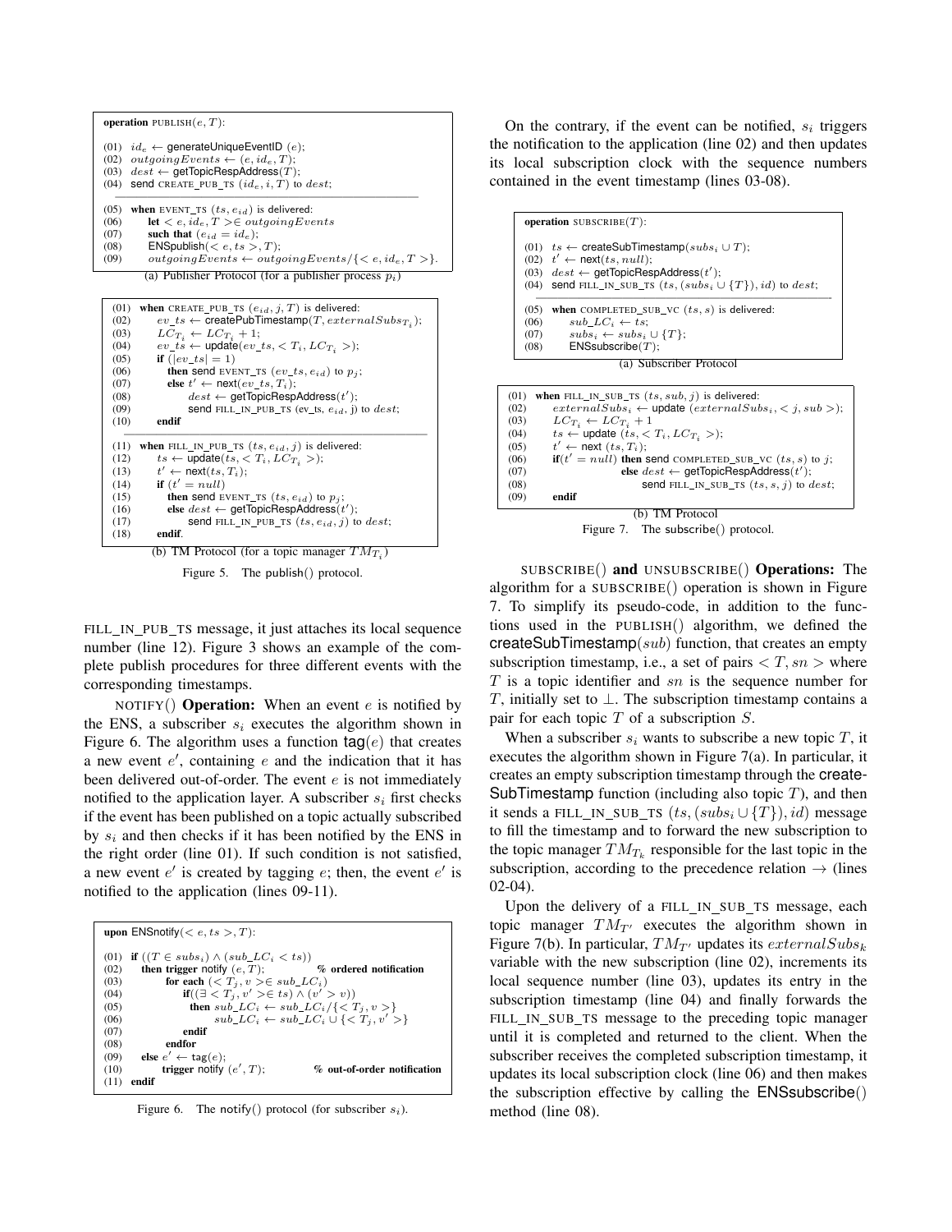```
operation PUBLISH(e, T):

(01)  id_e ← generateUniqueEventID (e);
(02)  outgoingEvents ← (e, id_e, T);
(03)  dest ← getTopicRespAddress(T);
(04)  send CREATE_PUB_TS (id_e, i, T) to dest;
--------------------------------------------------
(05)  when EVENT_TS (ts, e_id) is delivered:
(06)      let < e, id_e, T >∈ outgoingEvents
(07)      such that (e_id = id_e);
(08)      ENSpublish(< e, ts >, T);
(09)      outgoingEvents ← outgoingEvents/{< e, id_e, T >}.
```

(a) Publisher Protocol (for a publisher process $p_i$)

```
(01)  when CREATE_PUB_TS (e_id, j, T) is delivered:
(02)      ev_ts ← createPubTimestamp(T, externalSubs_{T_i});
(03)      LC_{T_i} ← LC_{T_i} + 1;
(04)      ev_ts ← update(ev_ts, < T_i, LC_{T_i} >);
(05)      if (|ev_ts| = 1)
(06)         then send EVENT_TS (ev_ts, e_id) to p_j;
(07)         else t' ← next(ev_ts, T_i);
(08)              dest ← getTopicRespAddress(t');
(09)              send FILL_IN_PUB_TS (ev_ts, e_id, j) to dest;
(10)      endif
--------------------------------------------------
(11)  when FILL_IN_PUB_TS (ts, e_id, j) is delivered:
(12)      ts ← update(ts, < T_i, LC_{T_i} >);
(13)      t' ← next(ts, T_i);
(14)      if (t' = null)
(15)         then send EVENT_TS (ts, e_id) to p_j;
(16)         else dest ← getTopicRespAddress(t');
(17)              send FILL_IN_PUB_TS (ts, e_id, j) to dest;
(18)      endif.
```

(b) TM Protocol (for a topic manager $TM_{T_i}$)

Figure 5. The publish() protocol.

FILL_IN_PUB_TS message, it just attaches its local sequence number (line 12). Figure 3 shows an example of the complete publish procedures for three different events with the corresponding timestamps.

NOTIFY() **Operation:** When an event $e$ is notified by the ENS, a subscriber $s_i$ executes the algorithm shown in Figure 6. The algorithm uses a function $\mathsf{tag}(e)$ that creates a new event $e'$, containing $e$ and the indication that it has been delivered out-of-order. The event $e$ is not immediately notified to the application layer. A subscriber $s_i$ first checks if the event has been published on a topic actually subscribed by $s_i$ and then checks if it has been notified by the ENS in the right order (line 01). If such condition is not satisfied, a new event $e'$ is created by tagging $e$; then, the event $e'$ is notified to the application (lines 09-11).

```
upon ENSnotify(< e, ts >, T):

(01)  if ((T ∈ subs_i) ∧ (sub_LC_i < ts))
(02)     then trigger notify (e, T);              % ordered notification
(03)          for each (< T_j, v >∈ sub_LC_i)
(04)              if((∃ < T_j, v' >∈ ts) ∧ (v' > v))
(05)                 then sub_LC_i ← sub_LC_i/{< T_j, v >}
(06)                      sub_LC_i ← sub_LC_i ∪ {< T_j, v' >}
(07)              endif
(08)          endfor
(09)     else e' ← tag(e);
(10)          trigger notify (e', T);              % out-of-order notification
(11)  endif
```

Figure 6. The notify() protocol (for subscriber $s_i$).

On the contrary, if the event can be notified, $s_i$ triggers the notification to the application (line 02) and then updates its local subscription clock with the sequence numbers contained in the event timestamp (lines 03-08).

```
operation SUBSCRIBE(T):

(01)  ts ← createSubTimestamp(subs_i ∪ T);
(02)  t' ← next(ts, null);
(03)  dest ← getTopicRespAddress(t');
(04)  send FILL_IN_SUB_TS (ts, (subs_i ∪ {T}), id) to dest;
--------------------------------------------------
(05)  when COMPLETED_SUB_VC (ts, s) is delivered:
(06)      sub_LC_i ← ts;
(07)      subs_i ← subs_i ∪ {T};
(08)      ENSsubscribe(T);
```

(a) Subscriber Protocol

```
(01)  when FILL_IN_SUB_TS (ts, sub, j) is delivered:
(02)      externalSubs_i ← update (externalSubs_i, < j, sub >);
(03)      LC_{T_i} ← LC_{T_i} + 1
(04)      ts ← update (ts, < T_i, LC_{T_i} >);
(05)      t' ← next (ts, T_i);
(06)      if(t' = null) then send COMPLETED_SUB_VC (ts, s) to j;
(07)                    else dest ← getTopicRespAddress(t');
(08)                         send FILL_IN_SUB_TS (ts, s, j) to dest;
(09)      endif
```

(b) TM Protocol

Figure 7. The subscribe() protocol.

SUBSCRIBE() **and** UNSUBSCRIBE() **Operations:** The algorithm for a SUBSCRIBE() operation is shown in Figure 7. To simplify its pseudo-code, in addition to the functions used in the PUBLISH() algorithm, we defined the $\mathsf{createSubTimestamp}(sub)$ function, that creates an empty subscription timestamp, i.e., a set of pairs $< T, sn >$ where $T$ is a topic identifier and $sn$ is the sequence number for $T$, initially set to $\perp$. The subscription timestamp contains a pair for each topic $T$ of a subscription $S$.

When a subscriber $s_i$ wants to subscribe a new topic $T$, it executes the algorithm shown in Figure 7(a). In particular, it creates an empty subscription timestamp through the createSubTimestamp function (including also topic $T$), and then it sends a FILL_IN_SUB_TS $(ts, (subs_i \cup \{T\}), id)$ message to fill the timestamp and to forward the new subscription to the topic manager $TM_{T_k}$ responsible for the last topic in the subscription, according to the precedence relation $\rightarrow$ (lines 02-04).

Upon the delivery of a FILL_IN_SUB_TS message, each topic manager $TM_{T'}$ executes the algorithm shown in Figure 7(b). In particular, $TM_{T'}$ updates its $externalSubs_k$ variable with the new subscription (line 02), increments its local sequence number (line 03), updates its entry in the subscription timestamp (line 04) and finally forwards the FILL_IN_SUB_TS message to the preceding topic manager until it is completed and returned to the client. When the subscriber receives the completed subscription timestamp, it updates its local subscription clock (line 06) and then makes the subscription effective by calling the ENSsubscribe() method (line 08).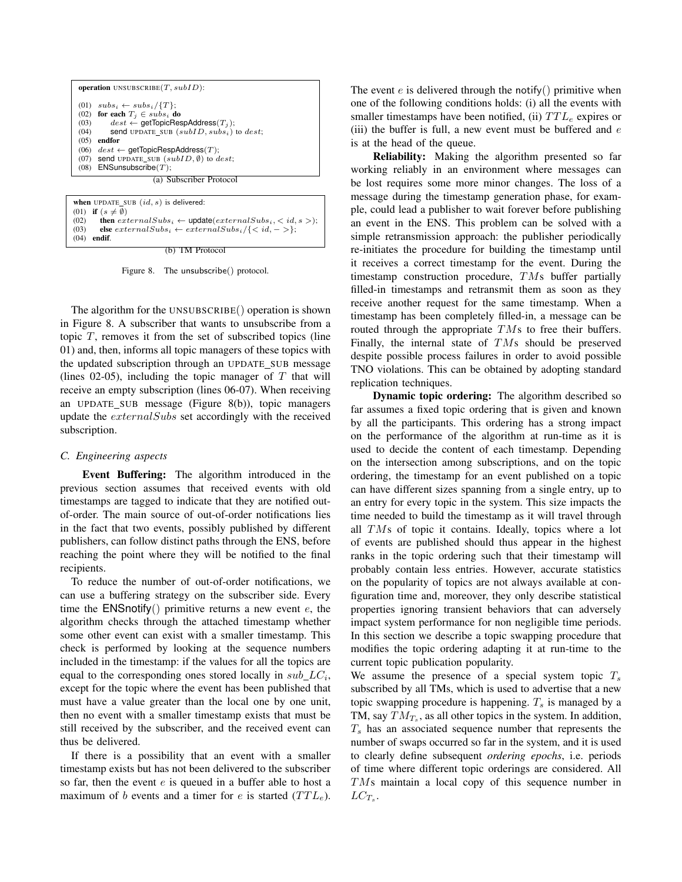```
operation UNSUBSCRIBE(T, subID):

(01)  subs_i ← subs_i/{T};
(02)  for each T_j ∈ subs_i do
(03)      dest ← getTopicRespAddress(T_j);
(04)      send UPDATE_SUB (subID, subs_i) to dest;
(05)  endfor
(06)  dest ← getTopicRespAddress(T);
(07)  send UPDATE_SUB (subID, ∅) to dest;
(08)  ENSunsubscribe(T);
```

(a) Subscriber Protocol

```
when UPDATE_SUB (id, s) is delivered:
(01)  if (s ≠ ∅)
(02)      then externalSubs_i ← update(externalSubs_i, < id, s >);
(03)      else externalSubs_i ← externalSubs_i/{< id, − >};
(04)  endif.
```

(b) TM Protocol

Figure 8. The unsubscribe() protocol.

The algorithm for the UNSUBSCRIBE() operation is shown in Figure 8. A subscriber that wants to unsubscribe from a topic $T$, removes it from the set of subscribed topics (line 01) and, then, informs all topic managers of these topics with the updated subscription through an UPDATE_SUB message (lines 02-05), including the topic manager of $T$ that will receive an empty subscription (lines 06-07). When receiving an UPDATE_SUB message (Figure 8(b)), topic managers update the $externalSubs$ set accordingly with the received subscription.

### C. Engineering aspects

**Event Buffering:** The algorithm introduced in the previous section assumes that received events with old timestamps are tagged to indicate that they are notified out-of-order. The main source of out-of-order notifications lies in the fact that two events, possibly published by different publishers, can follow distinct paths through the ENS, before reaching the point where they will be notified to the final recipients.

To reduce the number of out-of-order notifications, we can use a buffering strategy on the subscriber side. Every time the ENSnotify() primitive returns a new event $e$, the algorithm checks through the attached timestamp whether some other event can exist with a smaller timestamp. This check is performed by looking at the sequence numbers included in the timestamp: if the values for all the topics are equal to the corresponding ones stored locally in $sub\_LC_i$, except for the topic where the event has been published that must have a value greater than the local one by one unit, then no event with a smaller timestamp exists that must be still received by the subscriber, and the received event can thus be delivered.

If there is a possibility that an event with a smaller timestamp exists but has not been delivered to the subscriber so far, then the event $e$ is queued in a buffer able to host a maximum of $b$ events and a timer for $e$ is started ($TTL_e$). The event $e$ is delivered through the notify() primitive when one of the following conditions holds: (i) all the events with smaller timestamps have been notified, (ii) $TTL_e$ expires or (iii) the buffer is full, a new event must be buffered and $e$ is at the head of the queue.

**Reliability:** Making the algorithm presented so far working reliably in an environment where messages can be lost requires some more minor changes. The loss of a message during the timestamp generation phase, for example, could lead a publisher to wait forever before publishing an event in the ENS. This problem can be solved with a simple retransmission approach: the publisher periodically re-initiates the procedure for building the timestamp until it receives a correct timestamp for the event. During the timestamp construction procedure, $TM$s buffer partially filled-in timestamps and retransmit them as soon as they receive another request for the same timestamp. When a timestamp has been completely filled-in, a message can be routed through the appropriate $TM$s to free their buffers. Finally, the internal state of $TM$s should be preserved despite possible process failures in order to avoid possible TNO violations. This can be obtained by adopting standard replication techniques.

**Dynamic topic ordering:** The algorithm described so far assumes a fixed topic ordering that is given and known by all the participants. This ordering has a strong impact on the performance of the algorithm at run-time as it is used to decide the content of each timestamp. Depending on the intersection among subscriptions, and on the topic ordering, the timestamp for an event published on a topic can have different sizes spanning from a single entry, up to an entry for every topic in the system. This size impacts the time needed to build the timestamp as it will travel through all $TM$s of topic it contains. Ideally, topics where a lot of events are published should thus appear in the highest ranks in the topic ordering such that their timestamp will probably contain less entries. However, accurate statistics on the popularity of topics are not always available at configuration time and, moreover, they only describe statistical properties ignoring transient behaviors that can adversely impact system performance for non negligible time periods. In this section we describe a topic swapping procedure that modifies the topic ordering adapting it at run-time to the current topic publication popularity.

We assume the presence of a special system topic $T_s$ subscribed by all TMs, which is used to advertise that a new topic swapping procedure is happening. $T_s$ is managed by a TM, say $TM_{T_s}$, as all other topics in the system. In addition, $T_s$ has an associated sequence number that represents the number of swaps occurred so far in the system, and it is used to clearly define subsequent *ordering epochs*, i.e. periods of time where different topic orderings are considered. All $TM$s maintain a local copy of this sequence number in $LC_{T_s}$.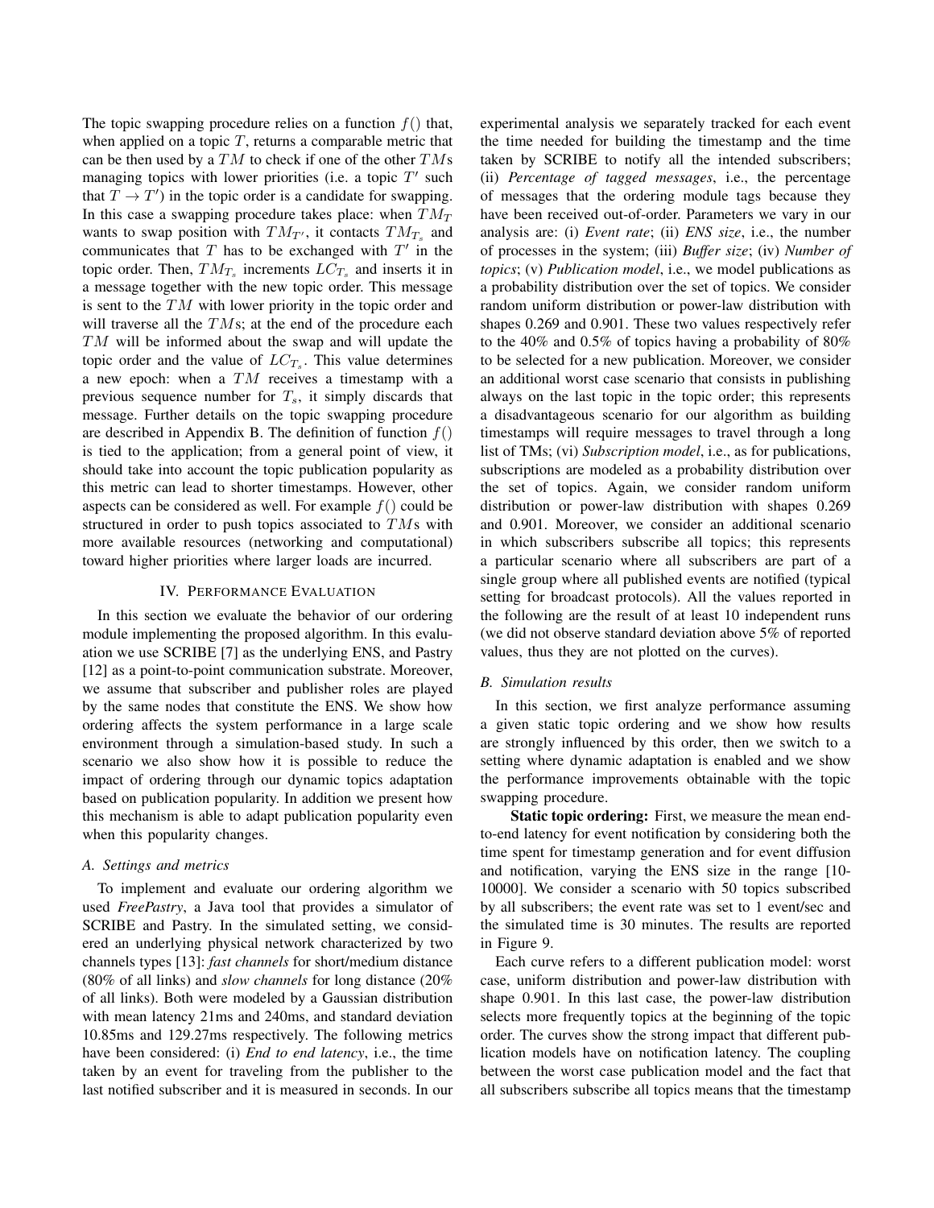The topic swapping procedure relies on a function $f()$ that, when applied on a topic $T$, returns a comparable metric that can be then used by a $TM$ to check if one of the other $TM$s managing topics with lower priorities (i.e. a topic $T'$ such that $T \rightarrow T'$) in the topic order is a candidate for swapping. In this case a swapping procedure takes place: when $TM_T$ wants to swap position with $TM_{T'}$, it contacts $TM_{T_s}$ and communicates that $T$ has to be exchanged with $T'$ in the topic order. Then, $TM_{T_s}$ increments $LC_{T_s}$ and inserts it in a message together with the new topic order. This message is sent to the $TM$ with lower priority in the topic order and will traverse all the $TM$s; at the end of the procedure each $TM$ will be informed about the swap and will update the topic order and the value of $LC_{T_s}$. This value determines a new epoch: when a $TM$ receives a timestamp with a previous sequence number for $T_s$, it simply discards that message. Further details on the topic swapping procedure are described in Appendix B. The definition of function $f()$ is tied to the application; from a general point of view, it should take into account the topic publication popularity as this metric can lead to shorter timestamps. However, other aspects can be considered as well. For example $f()$ could be structured in order to push topics associated to $TM$s with more available resources (networking and computational) toward higher priorities where larger loads are incurred.

## IV. Performance Evaluation

In this section we evaluate the behavior of our ordering module implementing the proposed algorithm. In this evaluation we use SCRIBE [7] as the underlying ENS, and Pastry [12] as a point-to-point communication substrate. Moreover, we assume that subscriber and publisher roles are played by the same nodes that constitute the ENS. We show how ordering affects the system performance in a large scale environment through a simulation-based study. In such a scenario we also show how it is possible to reduce the impact of ordering through our dynamic topics adaptation based on publication popularity. In addition we present how this mechanism is able to adapt publication popularity even when this popularity changes.

### A. Settings and metrics

To implement and evaluate our ordering algorithm we used *FreePastry*, a Java tool that provides a simulator of SCRIBE and Pastry. In the simulated setting, we considered an underlying physical network characterized by two channels types [13]: *fast channels* for short/medium distance (80% of all links) and *slow channels* for long distance (20% of all links). Both were modeled by a Gaussian distribution with mean latency 21ms and 240ms, and standard deviation 10.85ms and 129.27ms respectively. The following metrics have been considered: (i) *End to end latency*, i.e., the time taken by an event for traveling from the publisher to the last notified subscriber and it is measured in seconds. In our experimental analysis we separately tracked for each event the time needed for building the timestamp and the time taken by SCRIBE to notify all the intended subscribers; (ii) *Percentage of tagged messages*, i.e., the percentage of messages that the ordering module tags because they have been received out-of-order. Parameters we vary in our analysis are: (i) *Event rate*; (ii) *ENS size*, i.e., the number of processes in the system; (iii) *Buffer size*; (iv) *Number of topics*; (v) *Publication model*, i.e., we model publications as a probability distribution over the set of topics. We consider random uniform distribution or power-law distribution with shapes 0.269 and 0.901. These two values respectively refer to the 40% and 0.5% of topics having a probability of 80% to be selected for a new publication. Moreover, we consider an additional worst case scenario that consists in publishing always on the last topic in the topic order; this represents a disadvantageous scenario for our algorithm as building timestamps will require messages to travel through a long list of TMs; (vi) *Subscription model*, i.e., as for publications, subscriptions are modeled as a probability distribution over the set of topics. Again, we consider random uniform distribution or power-law distribution with shapes 0.269 and 0.901. Moreover, we consider an additional scenario in which subscribers subscribe all topics; this represents a particular scenario where all subscribers are part of a single group where all published events are notified (typical setting for broadcast protocols). All the values reported in the following are the result of at least 10 independent runs (we did not observe standard deviation above 5% of reported values, thus they are not plotted on the curves).

### B. Simulation results

In this section, we first analyze performance assuming a given static topic ordering and we show how results are strongly influenced by this order, then we switch to a setting where dynamic adaptation is enabled and we show the performance improvements obtainable with the topic swapping procedure.

**Static topic ordering:** First, we measure the mean end-to-end latency for event notification by considering both the time spent for timestamp generation and for event diffusion and notification, varying the ENS size in the range [10-10000]. We consider a scenario with 50 topics subscribed by all subscribers; the event rate was set to 1 event/sec and the simulated time is 30 minutes. The results are reported in Figure 9.

Each curve refers to a different publication model: worst case, uniform distribution and power-law distribution with shape 0.901. In this last case, the power-law distribution selects more frequently topics at the beginning of the topic order. The curves show the strong impact that different publication models have on notification latency. The coupling between the worst case publication model and the fact that all subscribers subscribe all topics means that the timestamp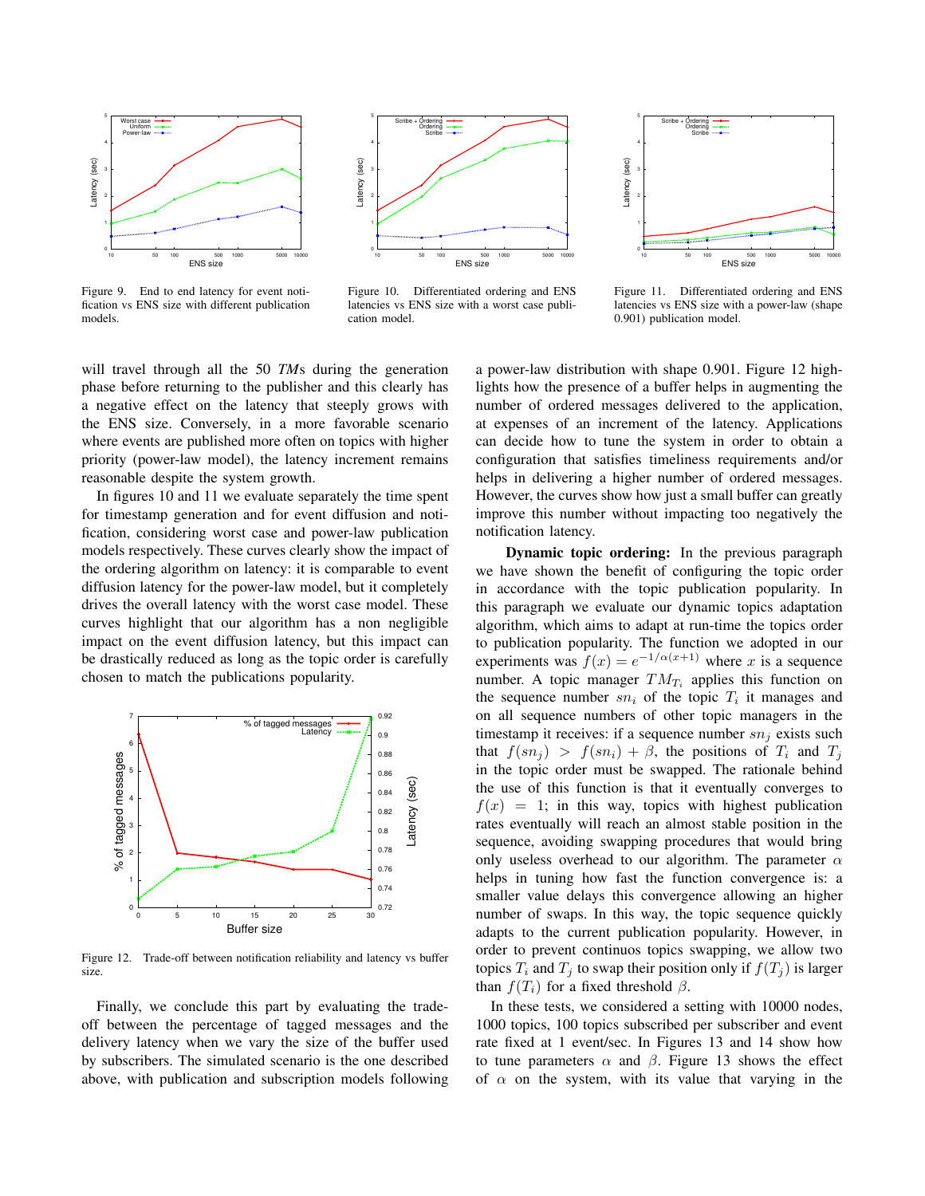Worst case
Uniform
Power-law
Latency (sec)
ENS size
5
4
3
2
1
0
10 50 100 500 1000 5000 10000

Figure 9. End to end latency for event notification vs ENS size with different publication models.

Scribe + Ordering
Ordering
Scribe
Latency (sec)
ENS size
5
4
3
2
1
0
10 50 100 500 1000 5000 10000

Figure 10. Differentiated ordering and ENS latencies vs ENS size with a worst case publication model.

Scribe + Ordering
Ordering
Scribe
Latency (sec)
ENS size
5
4
3
2
1
0
10 50 100 500 1000 5000 10000

Figure 11. Differentiated ordering and ENS latencies vs ENS size with a power-law (shape 0.901) publication model.

will travel through all the 50 *TM*s during the generation phase before returning to the publisher and this clearly has a negative effect on the latency that steeply grows with the ENS size. Conversely, in a more favorable scenario where events are published more often on topics with higher priority (power-law model), the latency increment remains reasonable despite the system growth.

In figures 10 and 11 we evaluate separately the time spent for timestamp generation and for event diffusion and notification, considering worst case and power-law publication models respectively. These curves clearly show the impact of the ordering algorithm on latency: it is comparable to event diffusion latency for the power-law model, but it completely drives the overall latency with the worst case model. These curves highlight that our algorithm has a non negligible impact on the event diffusion latency, but this impact can be drastically reduced as long as the topic order is carefully chosen to match the publications popularity.

% of tagged messages
Latency
% of tagged messages
Latency (sec)
Buffer size
7
6
5
4
3
2
1
0
0.92
0.9
0.88
0.86
0.84
0.82
0.8
0.78
0.76
0.74
0.72
0 5 10 15 20 25 30

Figure 12. Trade-off between notification reliability and latency vs buffer size.

Finally, we conclude this part by evaluating the trade-off between the percentage of tagged messages and the delivery latency when we vary the size of the buffer used by subscribers. The simulated scenario is the one described above, with publication and subscription models following a power-law distribution with shape 0.901. Figure 12 highlights how the presence of a buffer helps in augmenting the number of ordered messages delivered to the application, at expenses of an increment of the latency. Applications can decide how to tune the system in order to obtain a configuration that satisfies timeliness requirements and/or helps in delivering a higher number of ordered messages. However, the curves show how just a small buffer can greatly improve this number without impacting too negatively the notification latency.

**Dynamic topic ordering:** In the previous paragraph we have shown the benefit of configuring the topic order in accordance with the topic publication popularity. In this paragraph we evaluate our dynamic topics adaptation algorithm, which aims to adapt at run-time the topics order to publication popularity. The function we adopted in our experiments was $f(x) = e^{-1/\alpha(x+1)}$ where $x$ is a sequence number. A topic manager $TM_{T_i}$ applies this function on the sequence number $sn_i$ of the topic $T_i$ it manages and on all sequence numbers of other topic managers in the timestamp it receives: if a sequence number $sn_j$ exists such that $f(sn_j) > f(sn_i) + \beta$, the positions of $T_i$ and $T_j$ in the topic order must be swapped. The rationale behind the use of this function is that it eventually converges to $f(x) = 1$; in this way, topics with highest publication rates eventually will reach an almost stable position in the sequence, avoiding swapping procedures that would bring only useless overhead to our algorithm. The parameter $\alpha$ helps in tuning how fast the function convergence is: a smaller value delays this convergence allowing an higher number of swaps. In this way, the topic sequence quickly adapts to the current publication popularity. However, in order to prevent continuos topics swapping, we allow two topics $T_i$ and $T_j$ to swap their position only if $f(T_j)$ is larger than $f(T_i)$ for a fixed threshold $\beta$.

In these tests, we considered a setting with 10000 nodes, 1000 topics, 100 topics subscribed per subscriber and event rate fixed at 1 event/sec. In Figures 13 and 14 show how to tune parameters $\alpha$ and $\beta$. Figure 13 shows the effect of $\alpha$ on the system, with its value that varying in the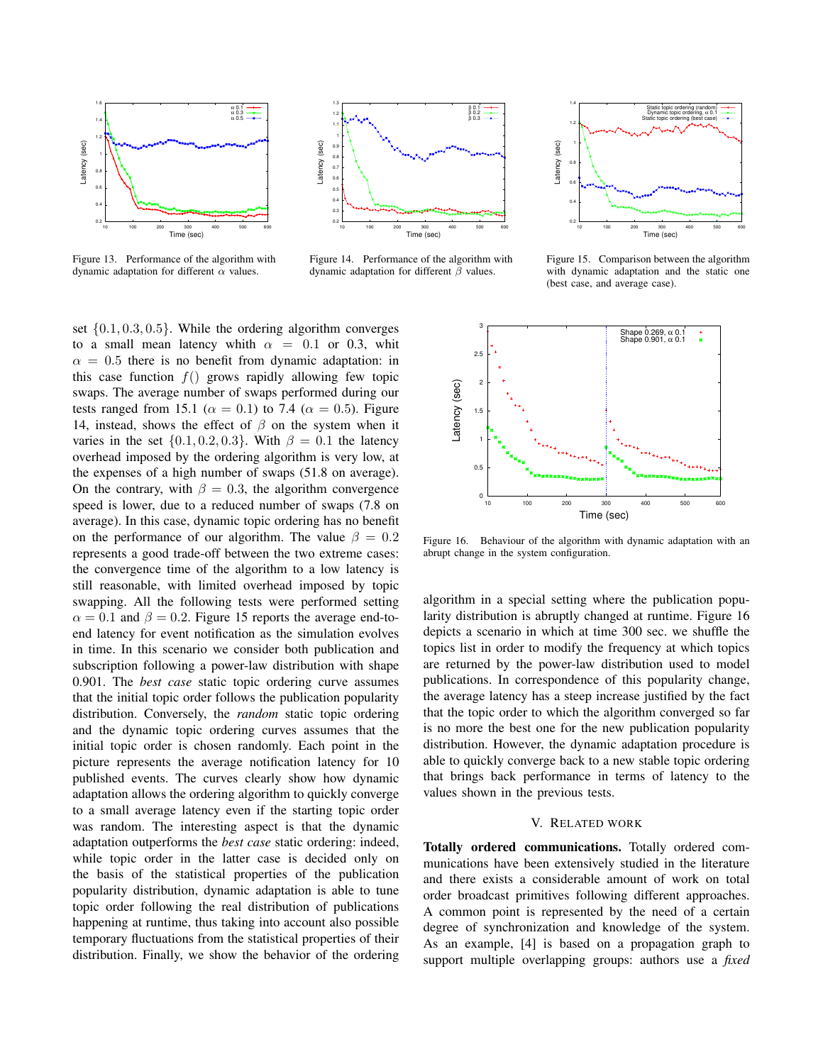Figure 13. Performance of the algorithm with dynamic adaptation for different $\alpha$ values.

Figure 14. Performance of the algorithm with dynamic adaptation for different $\beta$ values.

Figure 15. Comparison between the algorithm with dynamic adaptation and the static one (best case, and average case).

set $\{0.1, 0.3, 0.5\}$. While the ordering algorithm converges to a small mean latency whith $\alpha = 0.1$ or 0.3, whit $\alpha = 0.5$ there is no benefit from dynamic adaptation: in this case function $f()$ grows rapidly allowing few topic swaps. The average number of swaps performed during our tests ranged from 15.1 ($\alpha = 0.1$) to 7.4 ($\alpha = 0.5$). Figure 14, instead, shows the effect of $\beta$ on the system when it varies in the set $\{0.1, 0.2, 0.3\}$. With $\beta = 0.1$ the latency overhead imposed by the ordering algorithm is very low, at the expenses of a high number of swaps (51.8 on average). On the contrary, with $\beta = 0.3$, the algorithm convergence speed is lower, due to a reduced number of swaps (7.8 on average). In this case, dynamic topic ordering has no benefit on the performance of our algorithm. The value $\beta = 0.2$ represents a good trade-off between the two extreme cases: the convergence time of the algorithm to a low latency is still reasonable, with limited overhead imposed by topic swapping. All the following tests were performed setting $\alpha = 0.1$ and $\beta = 0.2$. Figure 15 reports the average end-to-end latency for event notification as the simulation evolves in time. In this scenario we consider both publication and subscription following a power-law distribution with shape 0.901. The *best case* static topic ordering curve assumes that the initial topic order follows the publication popularity distribution. Conversely, the *random* static topic ordering and the dynamic topic ordering curves assumes that the initial topic order is chosen randomly. Each point in the picture represents the average notification latency for 10 published events. The curves clearly show how dynamic adaptation allows the ordering algorithm to quickly converge to a small average latency even if the starting topic order was random. The interesting aspect is that the dynamic adaptation outperforms the *best case* static ordering: indeed, while topic order in the latter case is decided only on the basis of the statistical properties of the publication popularity distribution, dynamic adaptation is able to tune topic order following the real distribution of publications happening at runtime, thus taking into account also possible temporary fluctuations from the statistical properties of their distribution. Finally, we show the behavior of the ordering algorithm in a special setting where the publication popularity distribution is abruptly changed at runtime. Figure 16 depicts a scenario in which at time 300 sec. we shuffle the topics list in order to modify the frequency at which topics are returned by the power-law distribution used to model publications. In correspondence of this popularity change, the average latency has a steep increase justified by the fact that the topic order to which the algorithm converged so far is no more the best one for the new publication popularity distribution. However, the dynamic adaptation procedure is able to quickly converge back to a new stable topic ordering that brings back performance in terms of latency to the values shown in the previous tests.

Figure 16. Behaviour of the algorithm with dynamic adaptation with an abrupt change in the system configuration.

## V. Related work

**Totally ordered communications.** Totally ordered communications have been extensively studied in the literature and there exists a considerable amount of work on total order broadcast primitives following different approaches. A common point is represented by the need of a certain degree of synchronization and knowledge of the system. As an example, [4] is based on a propagation graph to support multiple overlapping groups: authors use a *fixed*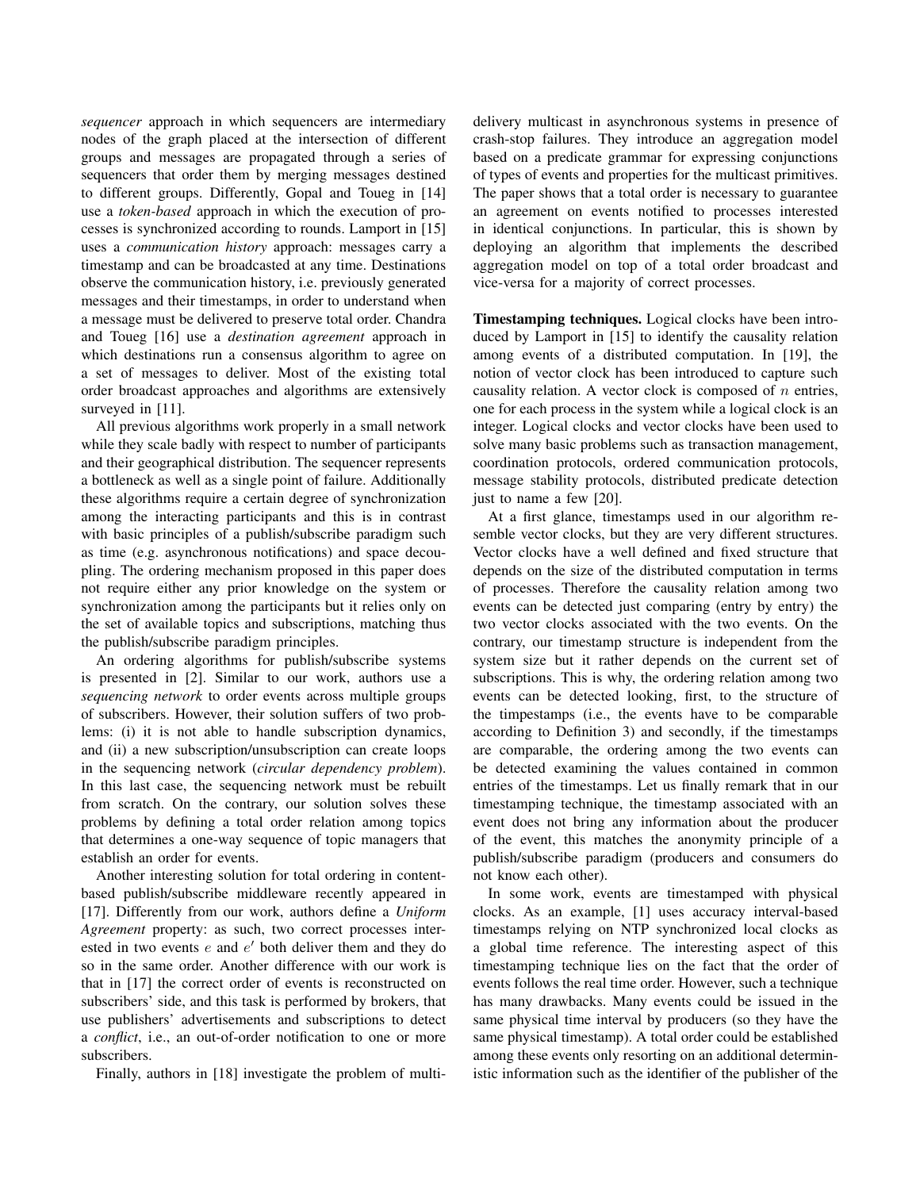*sequencer* approach in which sequencers are intermediary nodes of the graph placed at the intersection of different groups and messages are propagated through a series of sequencers that order them by merging messages destined to different groups. Differently, Gopal and Toueg in [14] use a *token-based* approach in which the execution of processes is synchronized according to rounds. Lamport in [15] uses a *communication history* approach: messages carry a timestamp and can be broadcasted at any time. Destinations observe the communication history, i.e. previously generated messages and their timestamps, in order to understand when a message must be delivered to preserve total order. Chandra and Toueg [16] use a *destination agreement* approach in which destinations run a consensus algorithm to agree on a set of messages to deliver. Most of the existing total order broadcast approaches and algorithms are extensively surveyed in [11].

All previous algorithms work properly in a small network while they scale badly with respect to number of participants and their geographical distribution. The sequencer represents a bottleneck as well as a single point of failure. Additionally these algorithms require a certain degree of synchronization among the interacting participants and this is in contrast with basic principles of a publish/subscribe paradigm such as time (e.g. asynchronous notifications) and space decoupling. The ordering mechanism proposed in this paper does not require either any prior knowledge on the system or synchronization among the participants but it relies only on the set of available topics and subscriptions, matching thus the publish/subscribe paradigm principles.

An ordering algorithms for publish/subscribe systems is presented in [2]. Similar to our work, authors use a *sequencing network* to order events across multiple groups of subscribers. However, their solution suffers of two problems: (i) it is not able to handle subscription dynamics, and (ii) a new subscription/unsubscription can create loops in the sequencing network (*circular dependency problem*). In this last case, the sequencing network must be rebuilt from scratch. On the contrary, our solution solves these problems by defining a total order relation among topics that determines a one-way sequence of topic managers that establish an order for events.

Another interesting solution for total ordering in content-based publish/subscribe middleware recently appeared in [17]. Differently from our work, authors define a *Uniform Agreement* property: as such, two correct processes interested in two events $e$ and $e'$ both deliver them and they do so in the same order. Another difference with our work is that in [17] the correct order of events is reconstructed on subscribers' side, and this task is performed by brokers, that use publishers' advertisements and subscriptions to detect a *conflict*, i.e., an out-of-order notification to one or more subscribers.

Finally, authors in [18] investigate the problem of multi-delivery multicast in asynchronous systems in presence of crash-stop failures. They introduce an aggregation model based on a predicate grammar for expressing conjunctions of types of events and properties for the multicast primitives. The paper shows that a total order is necessary to guarantee an agreement on events notified to processes interested in identical conjunctions. In particular, this is shown by deploying an algorithm that implements the described aggregation model on top of a total order broadcast and vice-versa for a majority of correct processes.

**Timestamping techniques.** Logical clocks have been introduced by Lamport in [15] to identify the causality relation among events of a distributed computation. In [19], the notion of vector clock has been introduced to capture such causality relation. A vector clock is composed of $n$ entries, one for each process in the system while a logical clock is an integer. Logical clocks and vector clocks have been used to solve many basic problems such as transaction management, coordination protocols, ordered communication protocols, message stability protocols, distributed predicate detection just to name a few [20].

At a first glance, timestamps used in our algorithm resemble vector clocks, but they are very different structures. Vector clocks have a well defined and fixed structure that depends on the size of the distributed computation in terms of processes. Therefore the causality relation among two events can be detected just comparing (entry by entry) the two vector clocks associated with the two events. On the contrary, our timestamp structure is independent from the system size but it rather depends on the current set of subscriptions. This is why, the ordering relation among two events can be detected looking, first, to the structure of the timpestamps (i.e., the events have to be comparable according to Definition 3) and secondly, if the timestamps are comparable, the ordering among the two events can be detected examining the values contained in common entries of the timestamps. Let us finally remark that in our timestamping technique, the timestamp associated with an event does not bring any information about the producer of the event, this matches the anonymity principle of a publish/subscribe paradigm (producers and consumers do not know each other).

In some work, events are timestamped with physical clocks. As an example, [1] uses accuracy interval-based timestamps relying on NTP synchronized local clocks as a global time reference. The interesting aspect of this timestamping technique lies on the fact that the order of events follows the real time order. However, such a technique has many drawbacks. Many events could be issued in the same physical time interval by producers (so they have the same physical timestamp). A total order could be established among these events only resorting on an additional deterministic information such as the identifier of the publisher of the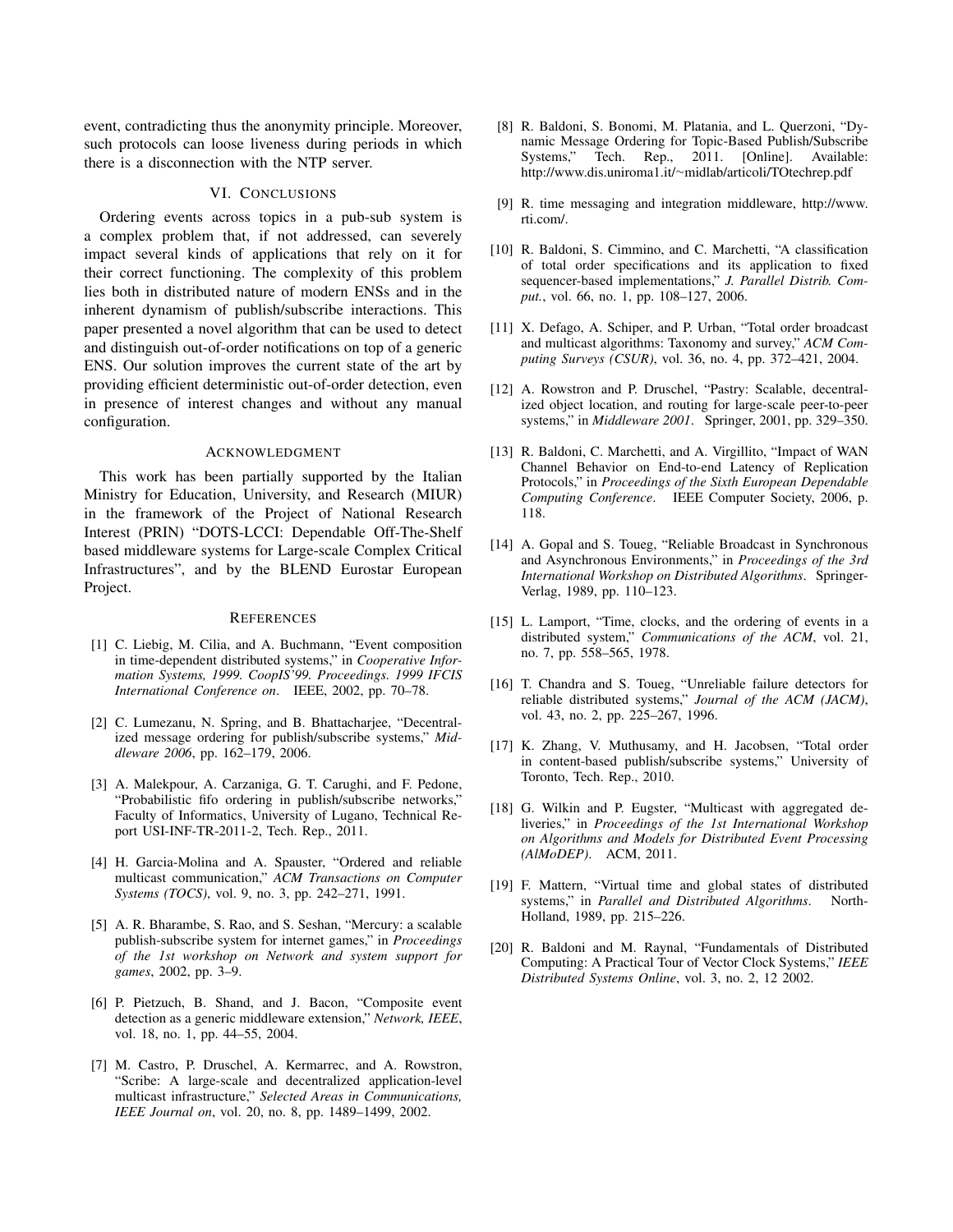event, contradicting thus the anonymity principle. Moreover, such protocols can loose liveness during periods in which there is a disconnection with the NTP server.

## VI. Conclusions

Ordering events across topics in a pub-sub system is a complex problem that, if not addressed, can severely impact several kinds of applications that rely on it for their correct functioning. The complexity of this problem lies both in distributed nature of modern ENSs and in the inherent dynamism of publish/subscribe interactions. This paper presented a novel algorithm that can be used to detect and distinguish out-of-order notifications on top of a generic ENS. Our solution improves the current state of the art by providing efficient deterministic out-of-order detection, even in presence of interest changes and without any manual configuration.

## Acknowledgment

This work has been partially supported by the Italian Ministry for Education, University, and Research (MIUR) in the framework of the Project of National Research Interest (PRIN) "DOTS-LCCI: Dependable Off-The-Shelf based middleware systems for Large-scale Complex Critical Infrastructures", and by the BLEND Eurostar European Project.

## References

[1] C. Liebig, M. Cilia, and A. Buchmann, "Event composition in time-dependent distributed systems," in *Cooperative Information Systems, 1999. CoopIS'99. Proceedings. 1999 IFCIS International Conference on*. IEEE, 2002, pp. 70–78.

[2] C. Lumezanu, N. Spring, and B. Bhattacharjee, "Decentralized message ordering for publish/subscribe systems," *Middleware 2006*, pp. 162–179, 2006.

[3] A. Malekpour, A. Carzaniga, G. T. Carughi, and F. Pedone, "Probabilistic fifo ordering in publish/subscribe networks," Faculty of Informatics, University of Lugano, Technical Report USI-INF-TR-2011-2, Tech. Rep., 2011.

[4] H. Garcia-Molina and A. Spauster, "Ordered and reliable multicast communication," *ACM Transactions on Computer Systems (TOCS)*, vol. 9, no. 3, pp. 242–271, 1991.

[5] A. R. Bharambe, S. Rao, and S. Seshan, "Mercury: a scalable publish-subscribe system for internet games," in *Proceedings of the 1st workshop on Network and system support for games*, 2002, pp. 3–9.

[6] P. Pietzuch, B. Shand, and J. Bacon, "Composite event detection as a generic middleware extension," *Network, IEEE*, vol. 18, no. 1, pp. 44–55, 2004.

[7] M. Castro, P. Druschel, A. Kermarrec, and A. Rowstron, "Scribe: A large-scale and decentralized application-level multicast infrastructure," *Selected Areas in Communications, IEEE Journal on*, vol. 20, no. 8, pp. 1489–1499, 2002.

[8] R. Baldoni, S. Bonomi, M. Platania, and L. Querzoni, "Dynamic Message Ordering for Topic-Based Publish/Subscribe Systems," Tech. Rep., 2011. [Online]. Available: http://www.dis.uniroma1.it/~midlab/articoli/TOtechrep.pdf

[9] R. time messaging and integration middleware, http://www.rti.com/.

[10] R. Baldoni, S. Cimmino, and C. Marchetti, "A classification of total order specifications and its application to fixed sequencer-based implementations," *J. Parallel Distrib. Comput.*, vol. 66, no. 1, pp. 108–127, 2006.

[11] X. Defago, A. Schiper, and P. Urban, "Total order broadcast and multicast algorithms: Taxonomy and survey," *ACM Computing Surveys (CSUR)*, vol. 36, no. 4, pp. 372–421, 2004.

[12] A. Rowstron and P. Druschel, "Pastry: Scalable, decentralized object location, and routing for large-scale peer-to-peer systems," in *Middleware 2001*. Springer, 2001, pp. 329–350.

[13] R. Baldoni, C. Marchetti, and A. Virgillito, "Impact of WAN Channel Behavior on End-to-end Latency of Replication Protocols," in *Proceedings of the Sixth European Dependable Computing Conference*. IEEE Computer Society, 2006, p. 118.

[14] A. Gopal and S. Toueg, "Reliable Broadcast in Synchronous and Asynchronous Environments," in *Proceedings of the 3rd International Workshop on Distributed Algorithms*. Springer-Verlag, 1989, pp. 110–123.

[15] L. Lamport, "Time, clocks, and the ordering of events in a distributed system," *Communications of the ACM*, vol. 21, no. 7, pp. 558–565, 1978.

[16] T. Chandra and S. Toueg, "Unreliable failure detectors for reliable distributed systems," *Journal of the ACM (JACM)*, vol. 43, no. 2, pp. 225–267, 1996.

[17] K. Zhang, V. Muthusamy, and H. Jacobsen, "Total order in content-based publish/subscribe systems," University of Toronto, Tech. Rep., 2010.

[18] G. Wilkin and P. Eugster, "Multicast with aggregated deliveries," in *Proceedings of the 1st International Workshop on Algorithms and Models for Distributed Event Processing (AlMoDEP)*. ACM, 2011.

[19] F. Mattern, "Virtual time and global states of distributed systems," in *Parallel and Distributed Algorithms*. North-Holland, 1989, pp. 215–226.

[20] R. Baldoni and M. Raynal, "Fundamentals of Distributed Computing: A Practical Tour of Vector Clock Systems," *IEEE Distributed Systems Online*, vol. 3, no. 2, 12 2002.